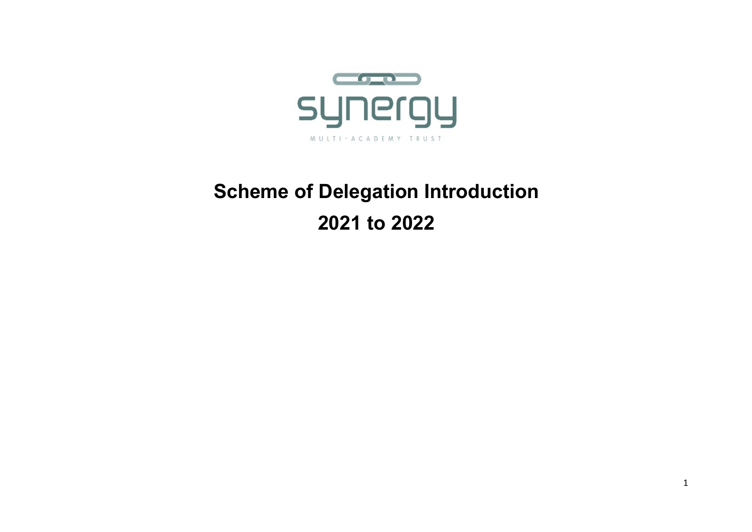synergy

MULTI-ACADEMY TRUST

# Scheme of Delegation Introduction

# 2021 to 2022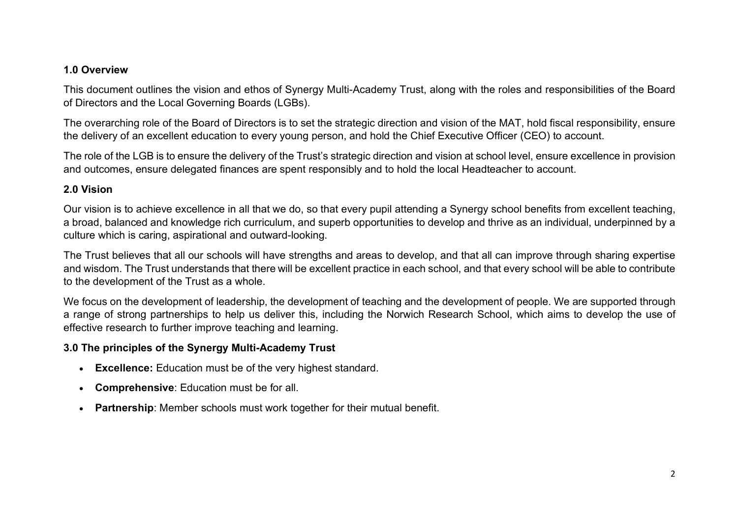## 1.0 Overview

This document outlines the vision and ethos of Synergy Multi-Academy Trust, along with the roles and responsibilities of the Board of Directors and the Local Governing Boards (LGBs).

The overarching role of the Board of Directors is to set the strategic direction and vision of the MAT, hold fiscal responsibility, ensure the delivery of an excellent education to every young person, and hold the Chief Executive Officer (CEO) to account.

The role of the LGB is to ensure the delivery of the Trust's strategic direction and vision at school level, ensure excellence in provision and outcomes, ensure delegated finances are spent responsibly and to hold the local Headteacher to account.

## 2.0 Vision

Our vision is to achieve excellence in all that we do, so that every pupil attending a Synergy school benefits from excellent teaching, a broad, balanced and knowledge rich curriculum, and superb opportunities to develop and thrive as an individual, underpinned by a culture which is caring, aspirational and outward-looking.

The Trust believes that all our schools will have strengths and areas to develop, and that all can improve through sharing expertise and wisdom. The Trust understands that there will be excellent practice in each school, and that every school will be able to contribute to the development of the Trust as a whole.

We focus on the development of leadership, the development of teaching and the development of people. We are supported through a range of strong partnerships to help us deliver this, including the Norwich Research School, which aims to develop the use of effective research to further improve teaching and learning.

## 3.0 The principles of the Synergy Multi-Academy Trust

- **Excellence:** Education must be of the very highest standard.
- **Comprehensive**: Education must be for all.
- **Partnership**: Member schools must work together for their mutual benefit.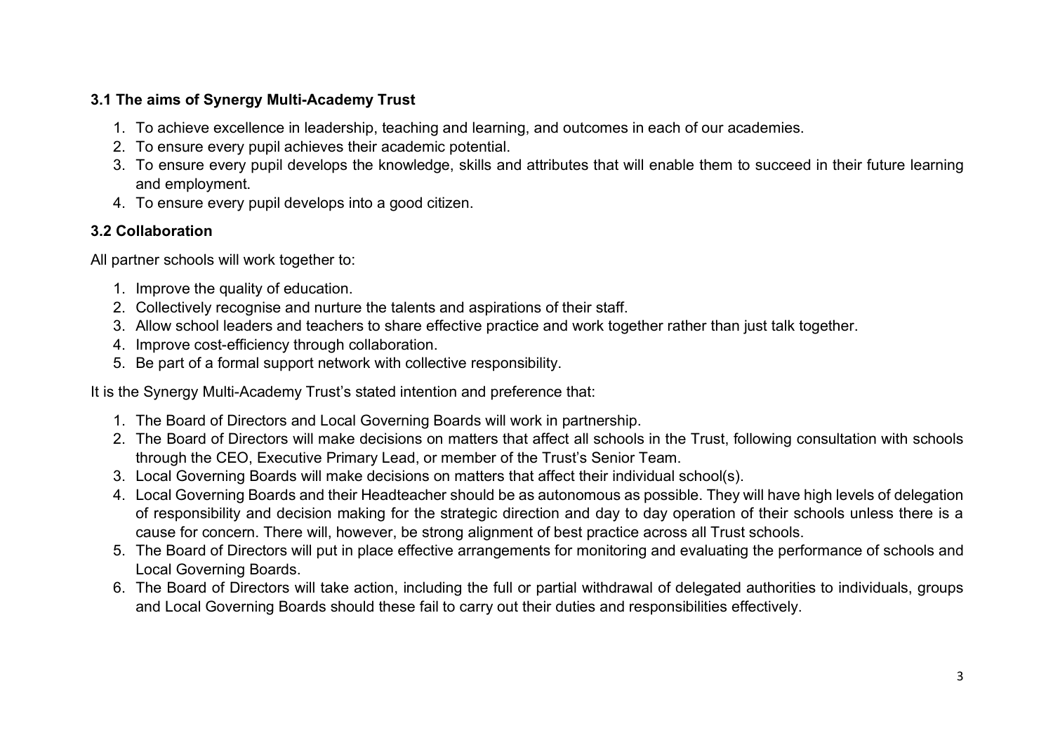### 3.1 The aims of Synergy Multi-Academy Trust

1. To achieve excellence in leadership, teaching and learning, and outcomes in each of our academies.
2. To ensure every pupil achieves their academic potential.
3. To ensure every pupil develops the knowledge, skills and attributes that will enable them to succeed in their future learning and employment.
4. To ensure every pupil develops into a good citizen.

### 3.2 Collaboration

All partner schools will work together to:

1. Improve the quality of education.
2. Collectively recognise and nurture the talents and aspirations of their staff.
3. Allow school leaders and teachers to share effective practice and work together rather than just talk together.
4. Improve cost-efficiency through collaboration.
5. Be part of a formal support network with collective responsibility.

It is the Synergy Multi-Academy Trust's stated intention and preference that:

1. The Board of Directors and Local Governing Boards will work in partnership.
2. The Board of Directors will make decisions on matters that affect all schools in the Trust, following consultation with schools through the CEO, Executive Primary Lead, or member of the Trust's Senior Team.
3. Local Governing Boards will make decisions on matters that affect their individual school(s).
4. Local Governing Boards and their Headteacher should be as autonomous as possible. They will have high levels of delegation of responsibility and decision making for the strategic direction and day to day operation of their schools unless there is a cause for concern. There will, however, be strong alignment of best practice across all Trust schools.
5. The Board of Directors will put in place effective arrangements for monitoring and evaluating the performance of schools and Local Governing Boards.
6. The Board of Directors will take action, including the full or partial withdrawal of delegated authorities to individuals, groups and Local Governing Boards should these fail to carry out their duties and responsibilities effectively.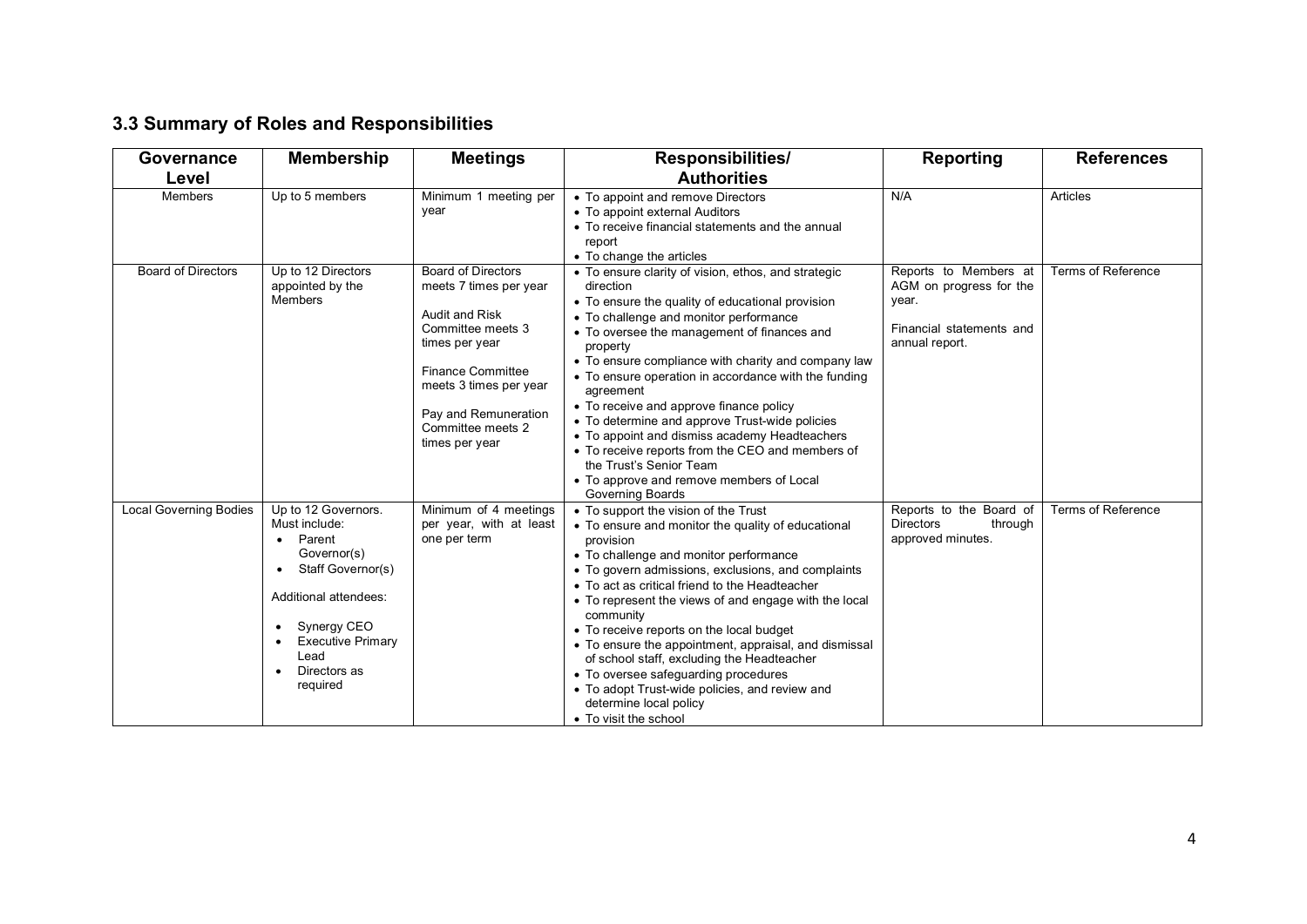## 3.3 Summary of Roles and Responsibilities

| Governance Level | Membership | Meetings | Responsibilities/ Authorities | Reporting | References |
|---|---|---|---|---|---|
| Members | Up to 5 members | Minimum 1 meeting per year | • To appoint and remove Directors<br>• To appoint external Auditors<br>• To receive financial statements and the annual report<br>• To change the articles | N/A | Articles |
| Board of Directors | Up to 12 Directors appointed by the Members | Board of Directors meets 7 times per year<br><br>Audit and Risk Committee meets 3 times per year<br><br>Finance Committee meets 3 times per year<br><br>Pay and Remuneration Committee meets 2 times per year | • To ensure clarity of vision, ethos, and strategic direction<br>• To ensure the quality of educational provision<br>• To challenge and monitor performance<br>• To oversee the management of finances and property<br>• To ensure compliance with charity and company law<br>• To ensure operation in accordance with the funding agreement<br>• To receive and approve finance policy<br>• To determine and approve Trust-wide policies<br>• To appoint and dismiss academy Headteachers<br>• To receive reports from the CEO and members of the Trust's Senior Team<br>• To approve and remove members of Local Governing Boards | Reports to Members at AGM on progress for the year.<br><br>Financial statements and annual report. | Terms of Reference |
| Local Governing Bodies | Up to 12 Governors. Must include:<br>• Parent Governor(s)<br>• Staff Governor(s)<br><br>Additional attendees:<br><br>• Synergy CEO<br>• Executive Primary Lead<br>• Directors as required | Minimum of 4 meetings per year, with at least one per term | • To support the vision of the Trust<br>• To ensure and monitor the quality of educational provision<br>• To challenge and monitor performance<br>• To govern admissions, exclusions, and complaints<br>• To act as critical friend to the Headteacher<br>• To represent the views of and engage with the local community<br>• To receive reports on the local budget<br>• To ensure the appointment, appraisal, and dismissal of school staff, excluding the Headteacher<br>• To oversee safeguarding procedures<br>• To adopt Trust-wide policies, and review and determine local policy<br>• To visit the school | Reports to the Board of Directors through approved minutes. | Terms of Reference |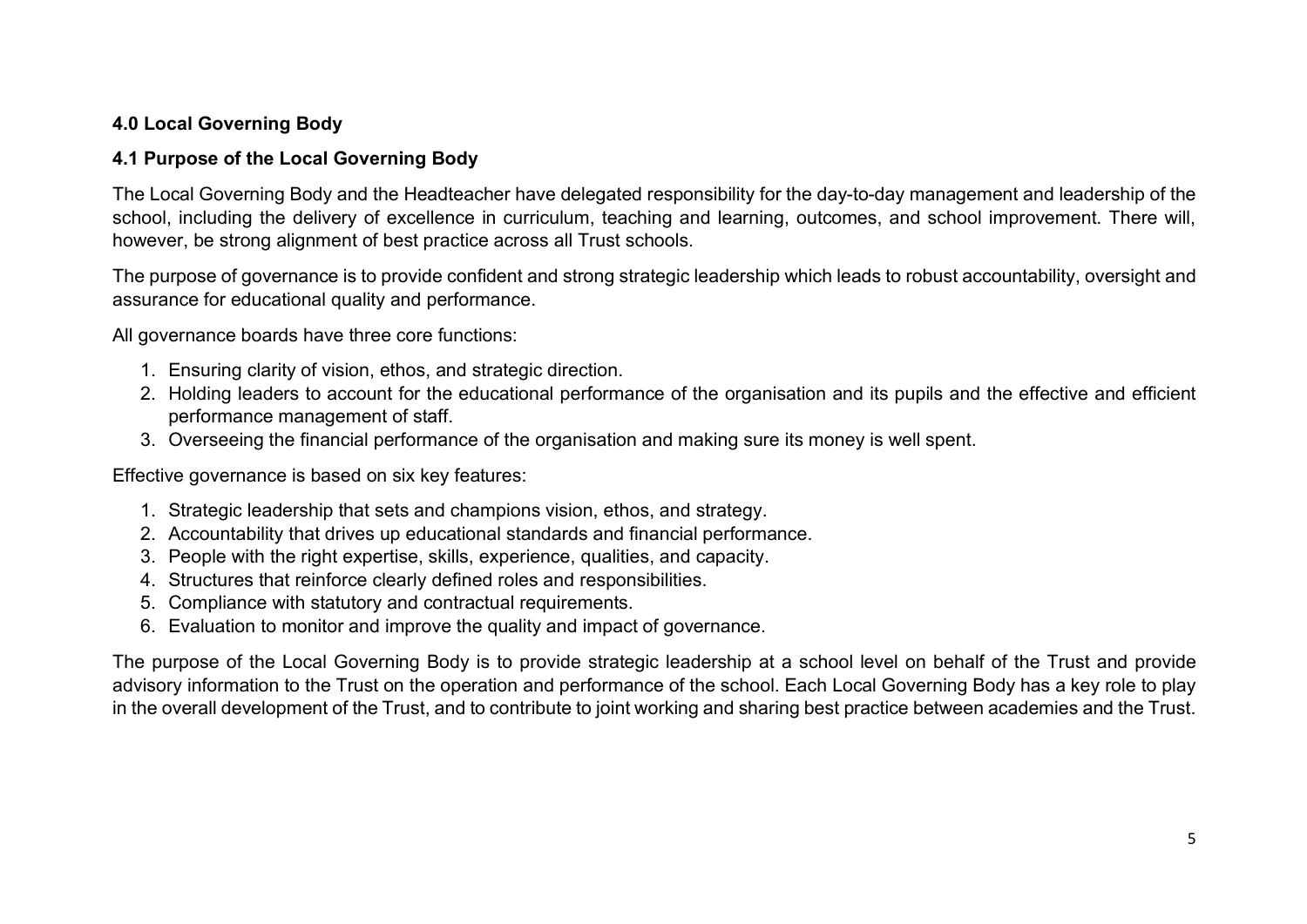## 4.0 Local Governing Body

### 4.1 Purpose of the Local Governing Body

The Local Governing Body and the Headteacher have delegated responsibility for the day-to-day management and leadership of the school, including the delivery of excellence in curriculum, teaching and learning, outcomes, and school improvement. There will, however, be strong alignment of best practice across all Trust schools.

The purpose of governance is to provide confident and strong strategic leadership which leads to robust accountability, oversight and assurance for educational quality and performance.

All governance boards have three core functions:

1. Ensuring clarity of vision, ethos, and strategic direction.
2. Holding leaders to account for the educational performance of the organisation and its pupils and the effective and efficient performance management of staff.
3. Overseeing the financial performance of the organisation and making sure its money is well spent.

Effective governance is based on six key features:

1. Strategic leadership that sets and champions vision, ethos, and strategy.
2. Accountability that drives up educational standards and financial performance.
3. People with the right expertise, skills, experience, qualities, and capacity.
4. Structures that reinforce clearly defined roles and responsibilities.
5. Compliance with statutory and contractual requirements.
6. Evaluation to monitor and improve the quality and impact of governance.

The purpose of the Local Governing Body is to provide strategic leadership at a school level on behalf of the Trust and provide advisory information to the Trust on the operation and performance of the school. Each Local Governing Body has a key role to play in the overall development of the Trust, and to contribute to joint working and sharing best practice between academies and the Trust.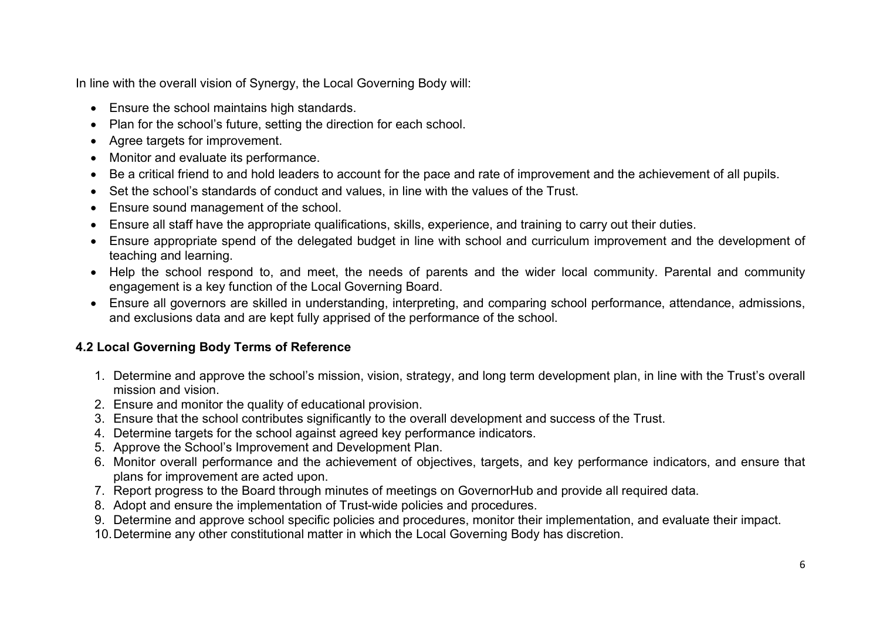In line with the overall vision of Synergy, the Local Governing Body will:

- Ensure the school maintains high standards.
- Plan for the school's future, setting the direction for each school.
- Agree targets for improvement.
- Monitor and evaluate its performance.
- Be a critical friend to and hold leaders to account for the pace and rate of improvement and the achievement of all pupils.
- Set the school's standards of conduct and values, in line with the values of the Trust.
- Ensure sound management of the school.
- Ensure all staff have the appropriate qualifications, skills, experience, and training to carry out their duties.
- Ensure appropriate spend of the delegated budget in line with school and curriculum improvement and the development of teaching and learning.
- Help the school respond to, and meet, the needs of parents and the wider local community. Parental and community engagement is a key function of the Local Governing Board.
- Ensure all governors are skilled in understanding, interpreting, and comparing school performance, attendance, admissions, and exclusions data and are kept fully apprised of the performance of the school.

### 4.2 Local Governing Body Terms of Reference

1. Determine and approve the school's mission, vision, strategy, and long term development plan, in line with the Trust's overall mission and vision.
2. Ensure and monitor the quality of educational provision.
3. Ensure that the school contributes significantly to the overall development and success of the Trust.
4. Determine targets for the school against agreed key performance indicators.
5. Approve the School's Improvement and Development Plan.
6. Monitor overall performance and the achievement of objectives, targets, and key performance indicators, and ensure that plans for improvement are acted upon.
7. Report progress to the Board through minutes of meetings on GovernorHub and provide all required data.
8. Adopt and ensure the implementation of Trust-wide policies and procedures.
9. Determine and approve school specific policies and procedures, monitor their implementation, and evaluate their impact.
10. Determine any other constitutional matter in which the Local Governing Body has discretion.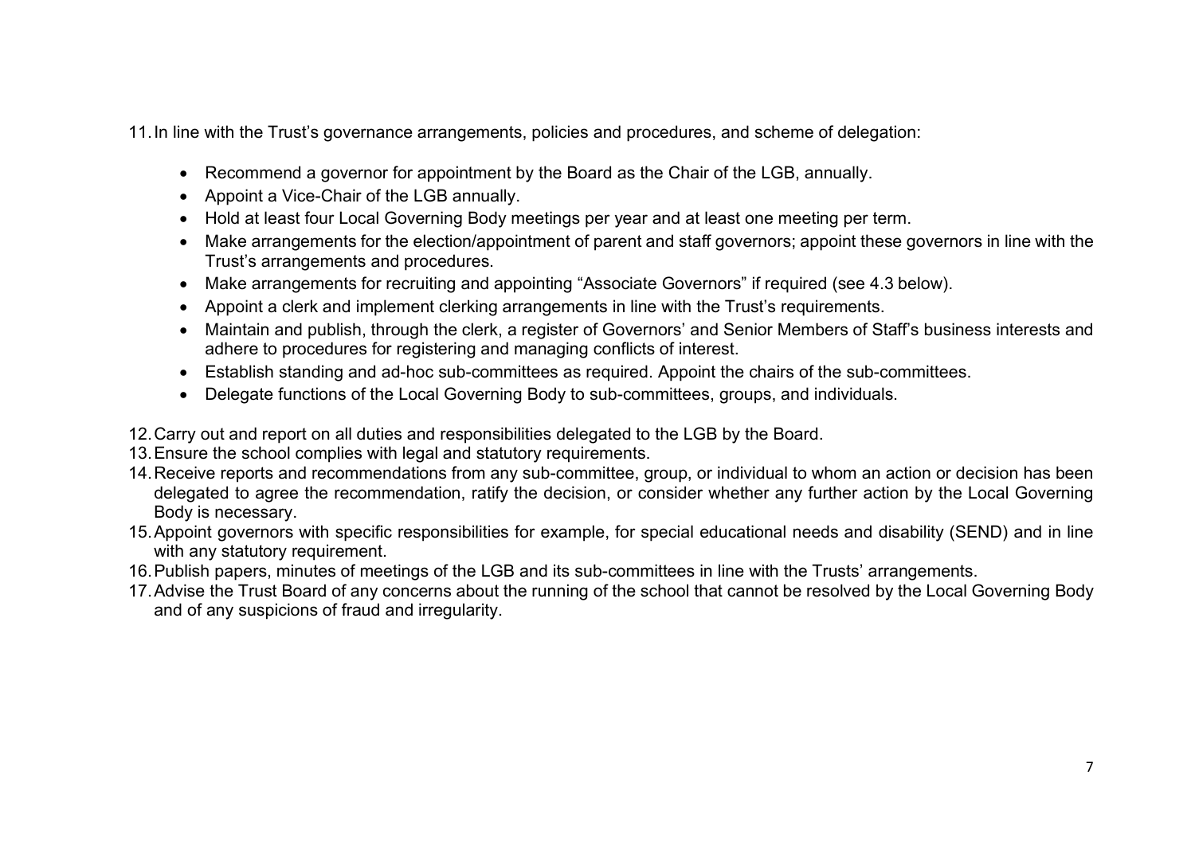11. In line with the Trust's governance arrangements, policies and procedures, and scheme of delegation:

    - Recommend a governor for appointment by the Board as the Chair of the LGB, annually.
    - Appoint a Vice-Chair of the LGB annually.
    - Hold at least four Local Governing Body meetings per year and at least one meeting per term.
    - Make arrangements for the election/appointment of parent and staff governors; appoint these governors in line with the Trust's arrangements and procedures.
    - Make arrangements for recruiting and appointing "Associate Governors" if required (see 4.3 below).
    - Appoint a clerk and implement clerking arrangements in line with the Trust's requirements.
    - Maintain and publish, through the clerk, a register of Governors' and Senior Members of Staff's business interests and adhere to procedures for registering and managing conflicts of interest.
    - Establish standing and ad-hoc sub-committees as required. Appoint the chairs of the sub-committees.
    - Delegate functions of the Local Governing Body to sub-committees, groups, and individuals.

12. Carry out and report on all duties and responsibilities delegated to the LGB by the Board.
13. Ensure the school complies with legal and statutory requirements.
14. Receive reports and recommendations from any sub-committee, group, or individual to whom an action or decision has been delegated to agree the recommendation, ratify the decision, or consider whether any further action by the Local Governing Body is necessary.
15. Appoint governors with specific responsibilities for example, for special educational needs and disability (SEND) and in line with any statutory requirement.
16. Publish papers, minutes of meetings of the LGB and its sub-committees in line with the Trusts' arrangements.
17. Advise the Trust Board of any concerns about the running of the school that cannot be resolved by the Local Governing Body and of any suspicions of fraud and irregularity.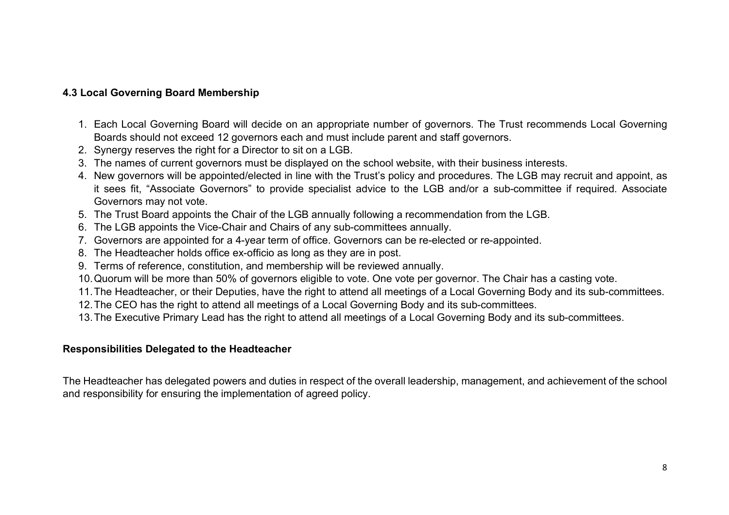### 4.3 Local Governing Board Membership

1. Each Local Governing Board will decide on an appropriate number of governors. The Trust recommends Local Governing Boards should not exceed 12 governors each and must include parent and staff governors.
2. Synergy reserves the right for a Director to sit on a LGB.
3. The names of current governors must be displayed on the school website, with their business interests.
4. New governors will be appointed/elected in line with the Trust's policy and procedures. The LGB may recruit and appoint, as it sees fit, "Associate Governors" to provide specialist advice to the LGB and/or a sub-committee if required. Associate Governors may not vote.
5. The Trust Board appoints the Chair of the LGB annually following a recommendation from the LGB.
6. The LGB appoints the Vice-Chair and Chairs of any sub-committees annually.
7. Governors are appointed for a 4-year term of office. Governors can be re-elected or re-appointed.
8. The Headteacher holds office ex-officio as long as they are in post.
9. Terms of reference, constitution, and membership will be reviewed annually.
10. Quorum will be more than 50% of governors eligible to vote. One vote per governor. The Chair has a casting vote.
11. The Headteacher, or their Deputies, have the right to attend all meetings of a Local Governing Body and its sub-committees.
12. The CEO has the right to attend all meetings of a Local Governing Body and its sub-committees.
13. The Executive Primary Lead has the right to attend all meetings of a Local Governing Body and its sub-committees.

### Responsibilities Delegated to the Headteacher

The Headteacher has delegated powers and duties in respect of the overall leadership, management, and achievement of the school and responsibility for ensuring the implementation of agreed policy.